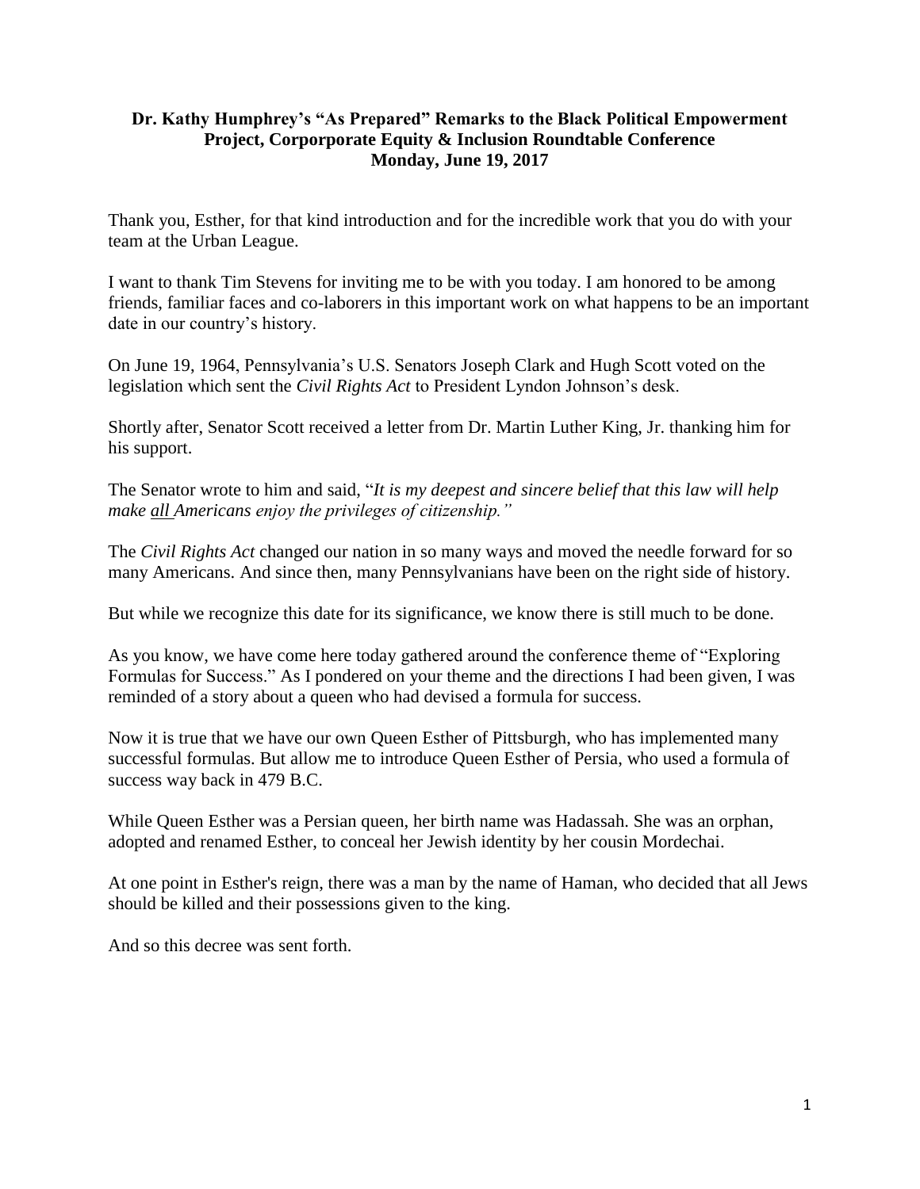**Dr. Kathy Humphrey's "As Prepared" Remarks to the Black Political Empowerment Project, Corporporate Equity & Inclusion Roundtable Conference**
**Monday, June 19, 2017**

Thank you, Esther, for that kind introduction and for the incredible work that you do with your team at the Urban League.

I want to thank Tim Stevens for inviting me to be with you today. I am honored to be among friends, familiar faces and co-laborers in this important work on what happens to be an important date in our country's history.

On June 19, 1964, Pennsylvania's U.S. Senators Joseph Clark and Hugh Scott voted on the legislation which sent the *Civil Rights Act* to President Lyndon Johnson's desk.

Shortly after, Senator Scott received a letter from Dr. Martin Luther King, Jr. thanking him for his support.

The Senator wrote to him and said, "*It is my deepest and sincere belief that this law will help make all Americans enjoy the privileges of citizenship."*

The *Civil Rights Act* changed our nation in so many ways and moved the needle forward for so many Americans. And since then, many Pennsylvanians have been on the right side of history.

But while we recognize this date for its significance, we know there is still much to be done.

As you know, we have come here today gathered around the conference theme of "Exploring Formulas for Success." As I pondered on your theme and the directions I had been given, I was reminded of a story about a queen who had devised a formula for success.

Now it is true that we have our own Queen Esther of Pittsburgh, who has implemented many successful formulas. But allow me to introduce Queen Esther of Persia, who used a formula of success way back in 479 B.C.

While Queen Esther was a Persian queen, her birth name was Hadassah. She was an orphan, adopted and renamed Esther, to conceal her Jewish identity by her cousin Mordechai.

At one point in Esther's reign, there was a man by the name of Haman, who decided that all Jews should be killed and their possessions given to the king.

And so this decree was sent forth.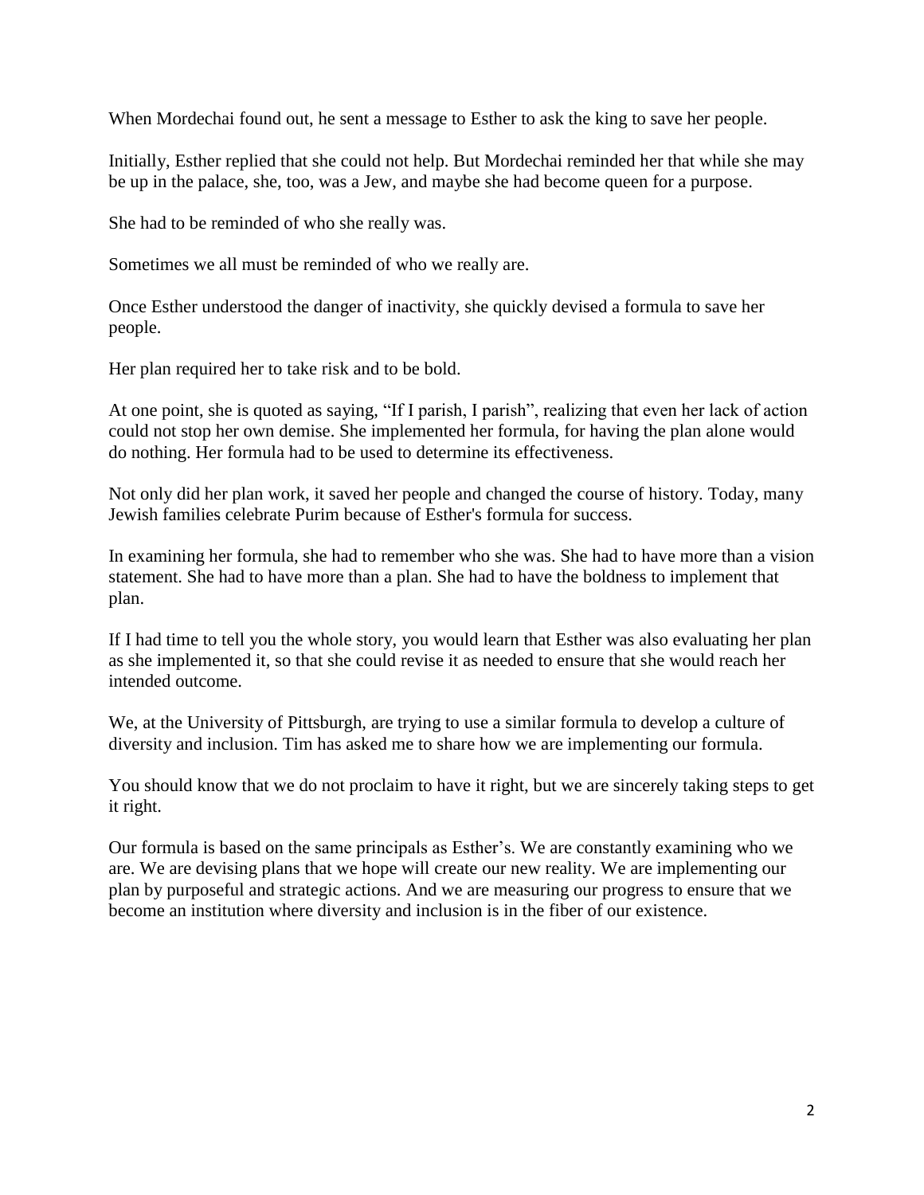When Mordechai found out, he sent a message to Esther to ask the king to save her people.

Initially, Esther replied that she could not help. But Mordechai reminded her that while she may be up in the palace, she, too, was a Jew, and maybe she had become queen for a purpose.

She had to be reminded of who she really was.

Sometimes we all must be reminded of who we really are.

Once Esther understood the danger of inactivity, she quickly devised a formula to save her people.

Her plan required her to take risk and to be bold.

At one point, she is quoted as saying, "If I parish, I parish", realizing that even her lack of action could not stop her own demise. She implemented her formula, for having the plan alone would do nothing. Her formula had to be used to determine its effectiveness.

Not only did her plan work, it saved her people and changed the course of history. Today, many Jewish families celebrate Purim because of Esther's formula for success.

In examining her formula, she had to remember who she was. She had to have more than a vision statement. She had to have more than a plan. She had to have the boldness to implement that plan.

If I had time to tell you the whole story, you would learn that Esther was also evaluating her plan as she implemented it, so that she could revise it as needed to ensure that she would reach her intended outcome.

We, at the University of Pittsburgh, are trying to use a similar formula to develop a culture of diversity and inclusion. Tim has asked me to share how we are implementing our formula.

You should know that we do not proclaim to have it right, but we are sincerely taking steps to get it right.

Our formula is based on the same principals as Esther's. We are constantly examining who we are. We are devising plans that we hope will create our new reality. We are implementing our plan by purposeful and strategic actions. And we are measuring our progress to ensure that we become an institution where diversity and inclusion is in the fiber of our existence.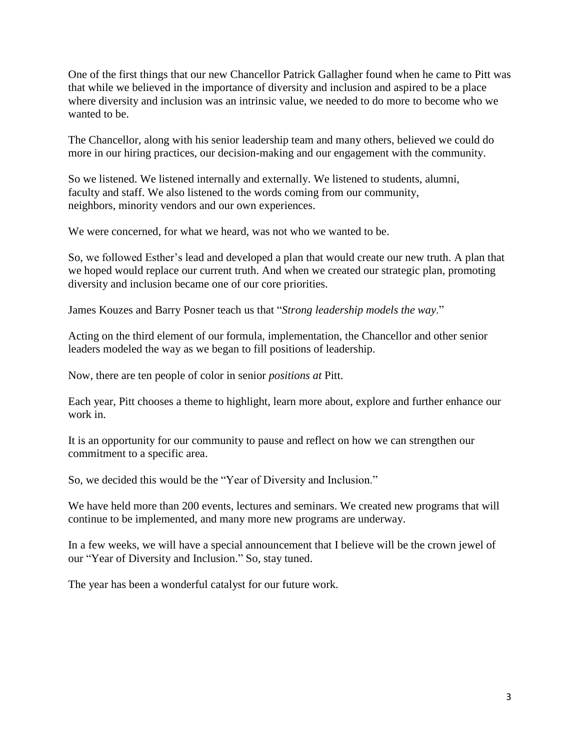One of the first things that our new Chancellor Patrick Gallagher found when he came to Pitt was that while we believed in the importance of diversity and inclusion and aspired to be a place where diversity and inclusion was an intrinsic value, we needed to do more to become who we wanted to be.

The Chancellor, along with his senior leadership team and many others, believed we could do more in our hiring practices, our decision-making and our engagement with the community.

So we listened. We listened internally and externally. We listened to students, alumni, faculty and staff. We also listened to the words coming from our community, neighbors, minority vendors and our own experiences.

We were concerned, for what we heard, was not who we wanted to be.

So, we followed Esther's lead and developed a plan that would create our new truth. A plan that we hoped would replace our current truth. And when we created our strategic plan, promoting diversity and inclusion became one of our core priorities.

James Kouzes and Barry Posner teach us that "*Strong leadership models the way*."

Acting on the third element of our formula, implementation, the Chancellor and other senior leaders modeled the way as we began to fill positions of leadership.

Now, there are ten people of color in senior *positions at* Pitt.

Each year, Pitt chooses a theme to highlight, learn more about, explore and further enhance our work in.

It is an opportunity for our community to pause and reflect on how we can strengthen our commitment to a specific area.

So, we decided this would be the "Year of Diversity and Inclusion."

We have held more than 200 events, lectures and seminars. We created new programs that will continue to be implemented, and many more new programs are underway.

In a few weeks, we will have a special announcement that I believe will be the crown jewel of our "Year of Diversity and Inclusion." So, stay tuned.

The year has been a wonderful catalyst for our future work.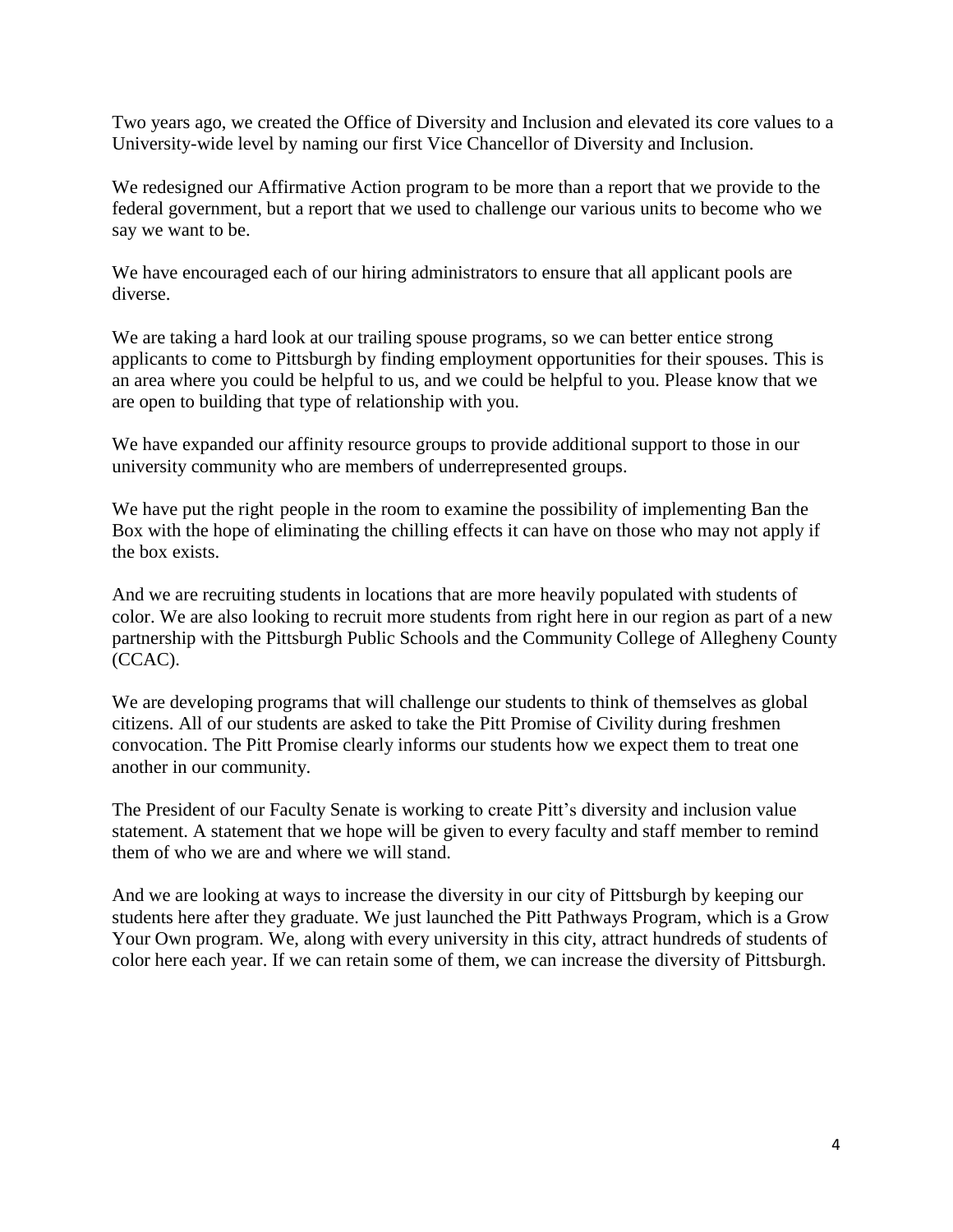Two years ago, we created the Office of Diversity and Inclusion and elevated its core values to a University-wide level by naming our first Vice Chancellor of Diversity and Inclusion.

We redesigned our Affirmative Action program to be more than a report that we provide to the federal government, but a report that we used to challenge our various units to become who we say we want to be.

We have encouraged each of our hiring administrators to ensure that all applicant pools are diverse.

We are taking a hard look at our trailing spouse programs, so we can better entice strong applicants to come to Pittsburgh by finding employment opportunities for their spouses. This is an area where you could be helpful to us, and we could be helpful to you. Please know that we are open to building that type of relationship with you.

We have expanded our affinity resource groups to provide additional support to those in our university community who are members of underrepresented groups.

We have put the right people in the room to examine the possibility of implementing Ban the Box with the hope of eliminating the chilling effects it can have on those who may not apply if the box exists.

And we are recruiting students in locations that are more heavily populated with students of color. We are also looking to recruit more students from right here in our region as part of a new partnership with the Pittsburgh Public Schools and the Community College of Allegheny County (CCAC).

We are developing programs that will challenge our students to think of themselves as global citizens. All of our students are asked to take the Pitt Promise of Civility during freshmen convocation. The Pitt Promise clearly informs our students how we expect them to treat one another in our community.

The President of our Faculty Senate is working to create Pitt's diversity and inclusion value statement. A statement that we hope will be given to every faculty and staff member to remind them of who we are and where we will stand.

And we are looking at ways to increase the diversity in our city of Pittsburgh by keeping our students here after they graduate. We just launched the Pitt Pathways Program, which is a Grow Your Own program. We, along with every university in this city, attract hundreds of students of color here each year. If we can retain some of them, we can increase the diversity of Pittsburgh.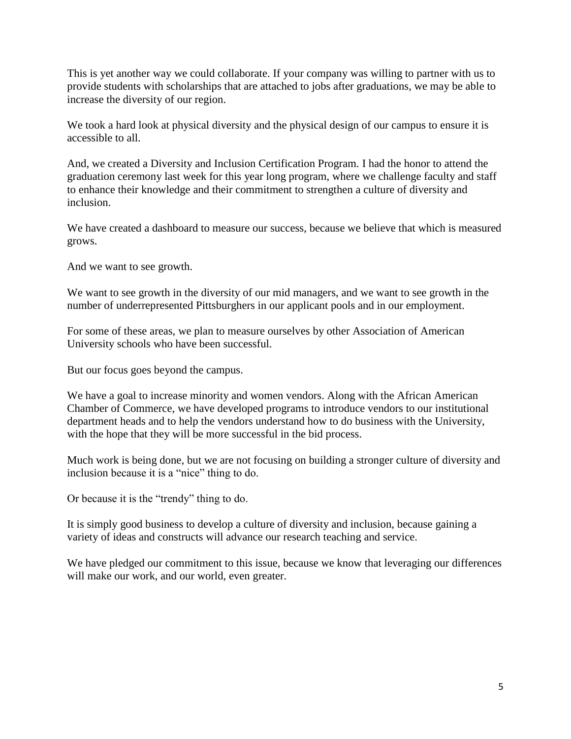This is yet another way we could collaborate. If your company was willing to partner with us to provide students with scholarships that are attached to jobs after graduations, we may be able to increase the diversity of our region.

We took a hard look at physical diversity and the physical design of our campus to ensure it is accessible to all.

And, we created a Diversity and Inclusion Certification Program. I had the honor to attend the graduation ceremony last week for this year long program, where we challenge faculty and staff to enhance their knowledge and their commitment to strengthen a culture of diversity and inclusion.

We have created a dashboard to measure our success, because we believe that which is measured grows.

And we want to see growth.

We want to see growth in the diversity of our mid managers, and we want to see growth in the number of underrepresented Pittsburghers in our applicant pools and in our employment.

For some of these areas, we plan to measure ourselves by other Association of American University schools who have been successful.

But our focus goes beyond the campus.

We have a goal to increase minority and women vendors. Along with the African American Chamber of Commerce, we have developed programs to introduce vendors to our institutional department heads and to help the vendors understand how to do business with the University, with the hope that they will be more successful in the bid process.

Much work is being done, but we are not focusing on building a stronger culture of diversity and inclusion because it is a "nice" thing to do.

Or because it is the "trendy" thing to do.

It is simply good business to develop a culture of diversity and inclusion, because gaining a variety of ideas and constructs will advance our research teaching and service.

We have pledged our commitment to this issue, because we know that leveraging our differences will make our work, and our world, even greater.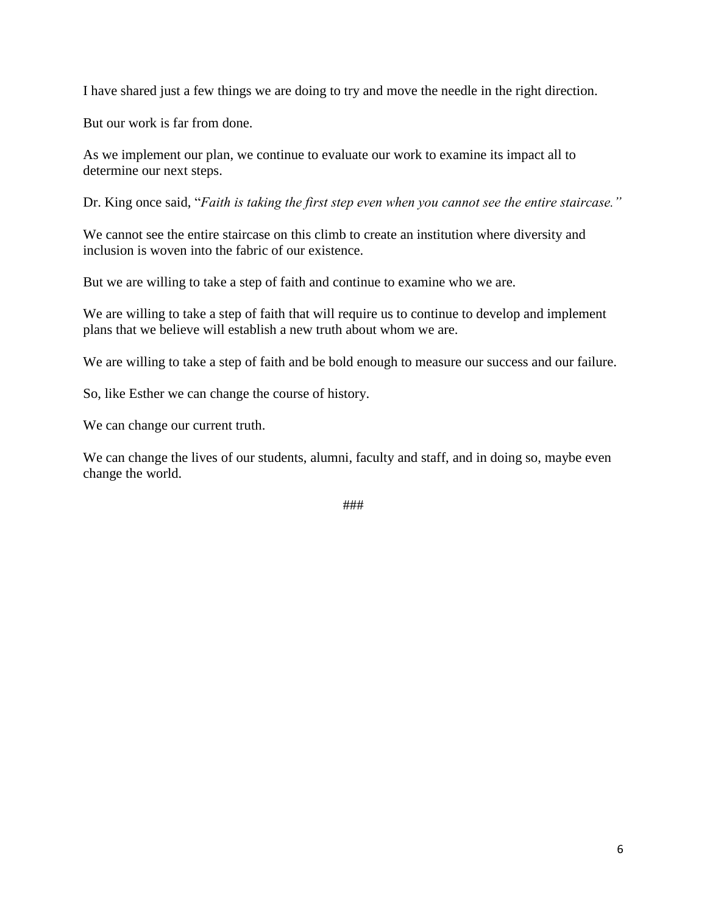I have shared just a few things we are doing to try and move the needle in the right direction.

But our work is far from done.

As we implement our plan, we continue to evaluate our work to examine its impact all to determine our next steps.

Dr. King once said, "*Faith is taking the first step even when you cannot see the entire staircase."*

We cannot see the entire staircase on this climb to create an institution where diversity and inclusion is woven into the fabric of our existence.

But we are willing to take a step of faith and continue to examine who we are.

We are willing to take a step of faith that will require us to continue to develop and implement plans that we believe will establish a new truth about whom we are.

We are willing to take a step of faith and be bold enough to measure our success and our failure.

So, like Esther we can change the course of history.

We can change our current truth.

We can change the lives of our students, alumni, faculty and staff, and in doing so, maybe even change the world.

###